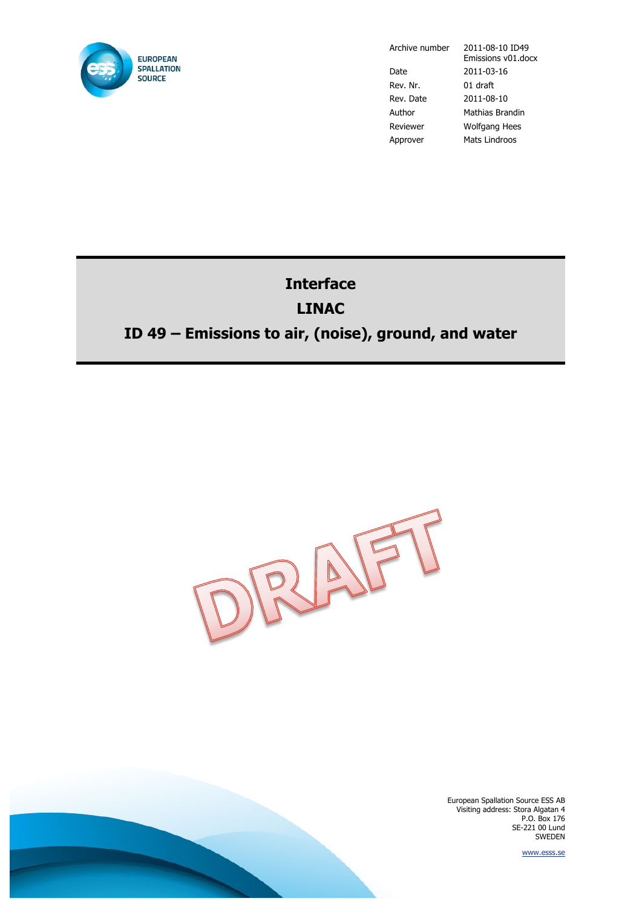EUROPEAN SPALLATION SOURCE

| | |
|---|---|
| Archive number | 2011-08-10 ID49 Emissions v01.docx |
| Date | 2011-03-16 |
| Rev. Nr. | 01 draft |
| Rev. Date | 2011-08-10 |
| Author | Mathias Brandin |
| Reviewer | Wolfgang Hees |
| Approver | Mats Lindroos |

# Interface

# LINAC

# ID 49 – Emissions to air, (noise), ground, and water

DRAFT

European Spallation Source ESS AB
Visiting address: Stora Algatan 4
P.O. Box 176
SE-221 00 Lund
SWEDEN

www.esss.se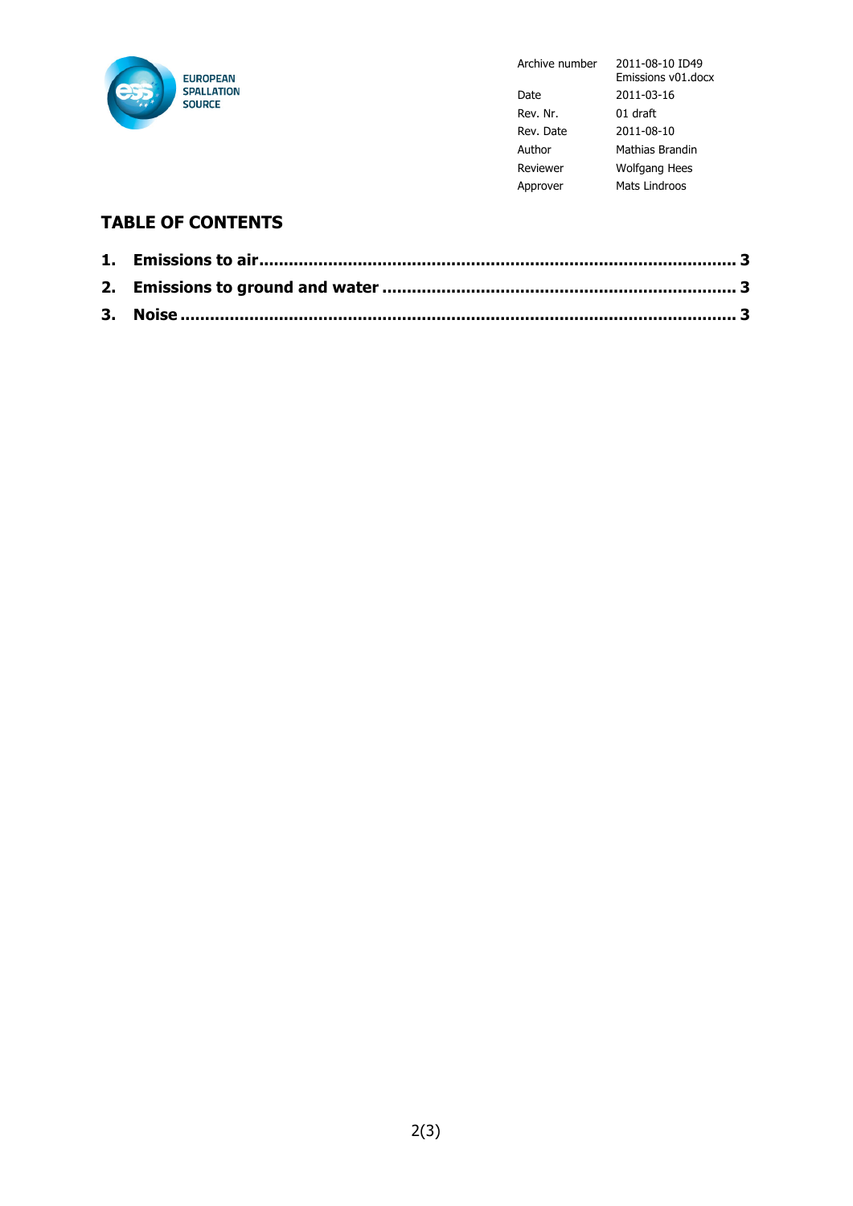EUROPEAN SPALLATION SOURCE

| | |
|---|---|
| Archive number | 2011-08-10 ID49 Emissions v01.docx |
| Date | 2011-03-16 |
| Rev. Nr. | 01 draft |
| Rev. Date | 2011-08-10 |
| Author | Mathias Brandin |
| Reviewer | Wolfgang Hees |
| Approver | Mats Lindroos |

## TABLE OF CONTENTS

**1. Emissions to air ........................................................................................ 3**

**2. Emissions to ground and water ................................................................ 3**

**3. Noise ........................................................................................................ 3**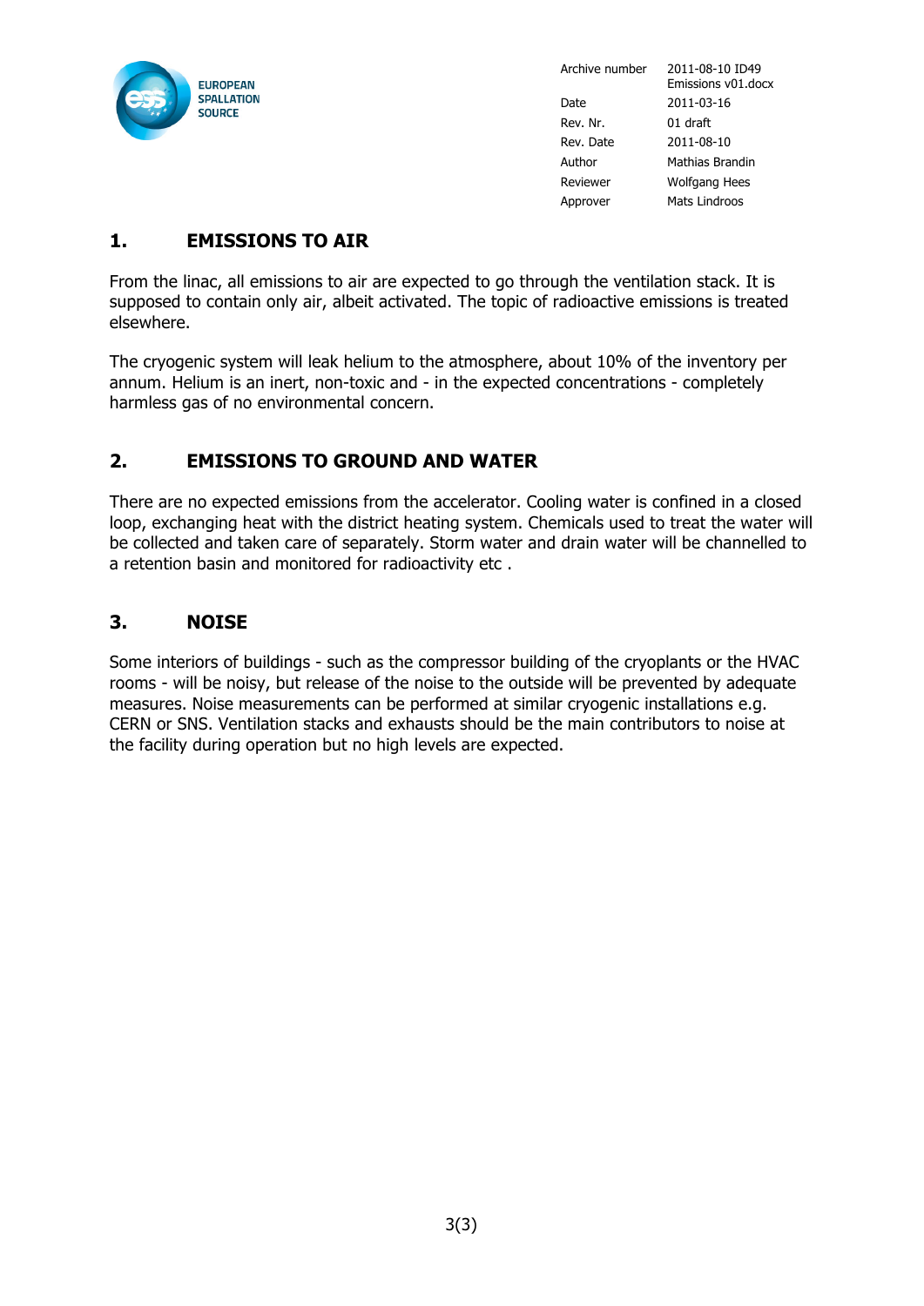## 1. EMISSIONS TO AIR

From the linac, all emissions to air are expected to go through the ventilation stack. It is supposed to contain only air, albeit activated. The topic of radioactive emissions is treated elsewhere.

The cryogenic system will leak helium to the atmosphere, about 10% of the inventory per annum. Helium is an inert, non-toxic and - in the expected concentrations - completely harmless gas of no environmental concern.

## 2. EMISSIONS TO GROUND AND WATER

There are no expected emissions from the accelerator. Cooling water is confined in a closed loop, exchanging heat with the district heating system. Chemicals used to treat the water will be collected and taken care of separately. Storm water and drain water will be channelled to a retention basin and monitored for radioactivity etc .

## 3. NOISE

Some interiors of buildings - such as the compressor building of the cryoplants or the HVAC rooms - will be noisy, but release of the noise to the outside will be prevented by adequate measures. Noise measurements can be performed at similar cryogenic installations e.g. CERN or SNS. Ventilation stacks and exhausts should be the main contributors to noise at the facility during operation but no high levels are expected.